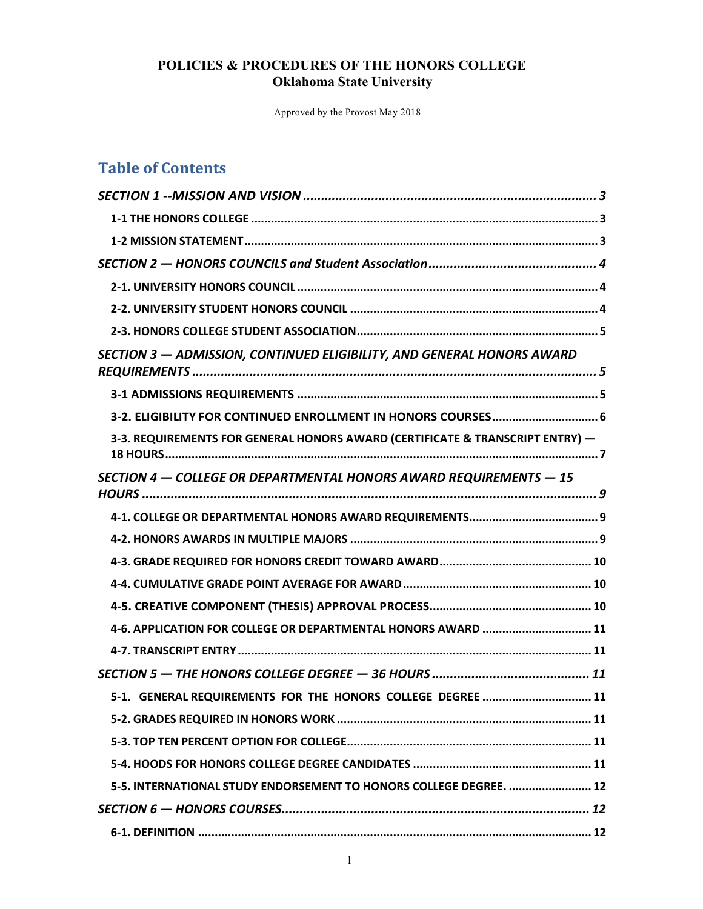# POLICIES & PROCEDURES OF THE HONORS COLLEGE
## Oklahoma State University

Approved by the Provost May 2018

## Table of Contents

*SECTION 1 --MISSION AND VISION* ..... 3

- **1-1 THE HONORS COLLEGE** ..... 3
- **1-2 MISSION STATEMENT** ..... 3

*SECTION 2 — HONORS COUNCILS and Student Association* ..... 4

- **2-1. UNIVERSITY HONORS COUNCIL** ..... 4
- **2-2. UNIVERSITY STUDENT HONORS COUNCIL** ..... 4
- **2-3. HONORS COLLEGE STUDENT ASSOCIATION** ..... 5

*SECTION 3 — ADMISSION, CONTINUED ELIGIBILITY, AND GENERAL HONORS AWARD REQUIREMENTS* ..... 5

- **3-1 ADMISSIONS REQUIREMENTS** ..... 5
- **3-2. ELIGIBILITY FOR CONTINUED ENROLLMENT IN HONORS COURSES** ..... 6
- **3-3. REQUIREMENTS FOR GENERAL HONORS AWARD (CERTIFICATE & TRANSCRIPT ENTRY) — 18 HOURS** ..... 7

*SECTION 4 — COLLEGE OR DEPARTMENTAL HONORS AWARD REQUIREMENTS — 15 HOURS* ..... 9

- **4-1. COLLEGE OR DEPARTMENTAL HONORS AWARD REQUIREMENTS** ..... 9
- **4-2. HONORS AWARDS IN MULTIPLE MAJORS** ..... 9
- **4-3. GRADE REQUIRED FOR HONORS CREDIT TOWARD AWARD** ..... 10
- **4-4. CUMULATIVE GRADE POINT AVERAGE FOR AWARD** ..... 10
- **4-5. CREATIVE COMPONENT (THESIS) APPROVAL PROCESS** ..... 10
- **4-6. APPLICATION FOR COLLEGE OR DEPARTMENTAL HONORS AWARD** ..... 11
- **4-7. TRANSCRIPT ENTRY** ..... 11

*SECTION 5 — THE HONORS COLLEGE DEGREE — 36 HOURS* ..... 11

- **5-1. GENERAL REQUIREMENTS FOR THE HONORS COLLEGE DEGREE** ..... 11
- **5-2. GRADES REQUIRED IN HONORS WORK** ..... 11
- **5-3. TOP TEN PERCENT OPTION FOR COLLEGE** ..... 11
- **5-4. HOODS FOR HONORS COLLEGE DEGREE CANDIDATES** ..... 11
- **5-5. INTERNATIONAL STUDY ENDORSEMENT TO HONORS COLLEGE DEGREE.** ..... 12

*SECTION 6 — HONORS COURSES* ..... 12

- **6-1. DEFINITION** ..... 12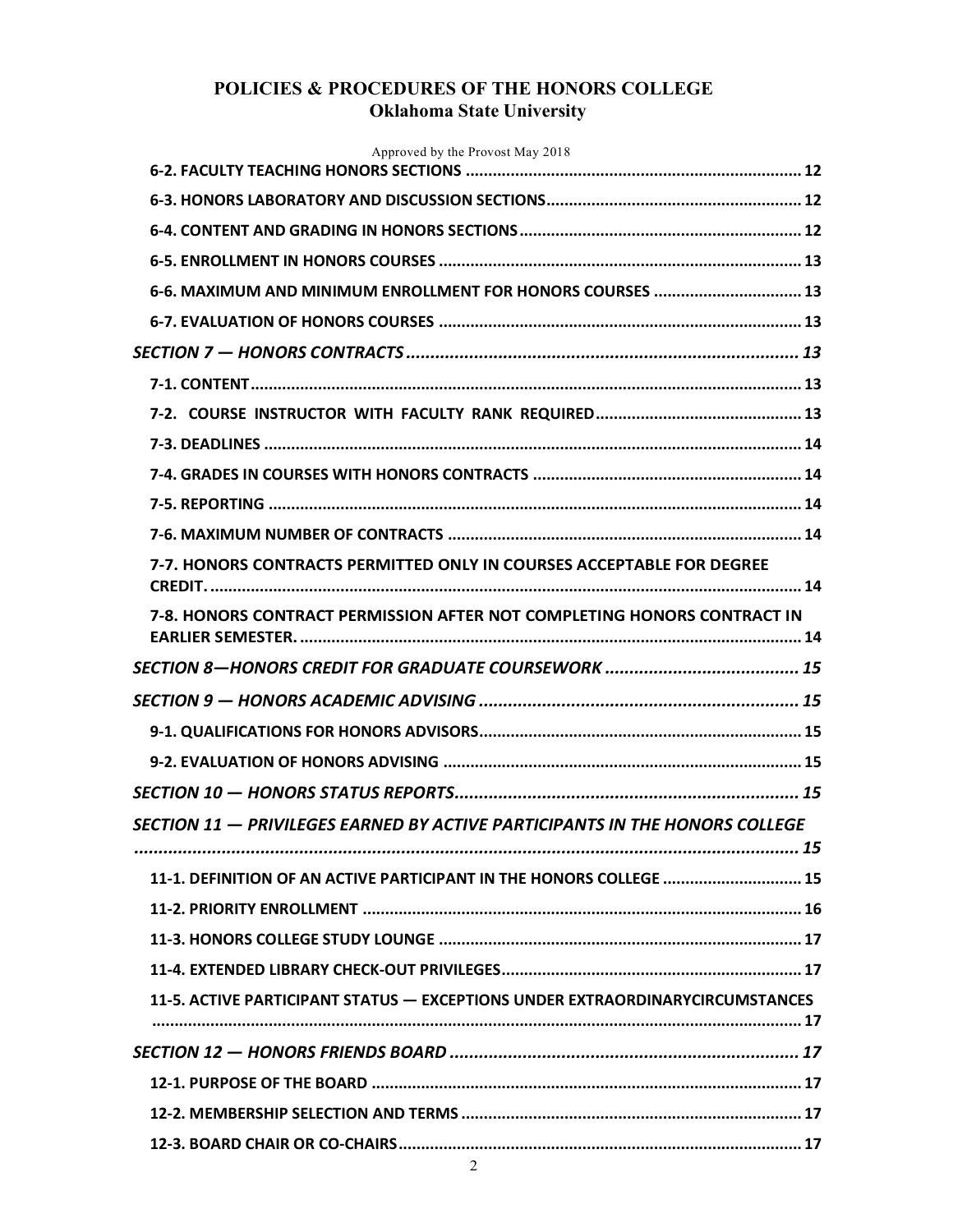# POLICIES & PROCEDURES OF THE HONORS COLLEGE
## Oklahoma State University

Approved by the Provost May 2018

**6-2. FACULTY TEACHING HONORS SECTIONS** .......... 12

**6-3. HONORS LABORATORY AND DISCUSSION SECTIONS** .......... 12

**6-4. CONTENT AND GRADING IN HONORS SECTIONS** .......... 12

**6-5. ENROLLMENT IN HONORS COURSES** .......... 13

**6-6. MAXIMUM AND MINIMUM ENROLLMENT FOR HONORS COURSES** .......... 13

**6-7. EVALUATION OF HONORS COURSES** .......... 13

***SECTION 7 — HONORS CONTRACTS*** .......... *13*

**7-1. CONTENT** .......... 13

**7-2. COURSE INSTRUCTOR WITH FACULTY RANK REQUIRED** .......... 13

**7-3. DEADLINES** .......... 14

**7-4. GRADES IN COURSES WITH HONORS CONTRACTS** .......... 14

**7-5. REPORTING** .......... 14

**7-6. MAXIMUM NUMBER OF CONTRACTS** .......... 14

**7-7. HONORS CONTRACTS PERMITTED ONLY IN COURSES ACCEPTABLE FOR DEGREE CREDIT.** .......... 14

**7-8. HONORS CONTRACT PERMISSION AFTER NOT COMPLETING HONORS CONTRACT IN EARLIER SEMESTER.** .......... 14

***SECTION 8—HONORS CREDIT FOR GRADUATE COURSEWORK*** .......... *15*

***SECTION 9 — HONORS ACADEMIC ADVISING*** .......... *15*

**9-1. QUALIFICATIONS FOR HONORS ADVISORS** .......... 15

**9-2. EVALUATION OF HONORS ADVISING** .......... 15

***SECTION 10 — HONORS STATUS REPORTS*** .......... *15*

***SECTION 11 — PRIVILEGES EARNED BY ACTIVE PARTICIPANTS IN THE HONORS COLLEGE*** .......... *15*

**11-1. DEFINITION OF AN ACTIVE PARTICIPANT IN THE HONORS COLLEGE** .......... 15

**11-2. PRIORITY ENROLLMENT** .......... 16

**11-3. HONORS COLLEGE STUDY LOUNGE** .......... 17

**11-4. EXTENDED LIBRARY CHECK-OUT PRIVILEGES** .......... 17

**11-5. ACTIVE PARTICIPANT STATUS — EXCEPTIONS UNDER EXTRAORDINARYCIRCUMSTANCES** .......... 17

***SECTION 12 — HONORS FRIENDS BOARD*** .......... *17*

**12-1. PURPOSE OF THE BOARD** .......... 17

**12-2. MEMBERSHIP SELECTION AND TERMS** .......... 17

**12-3. BOARD CHAIR OR CO-CHAIRS** .......... 17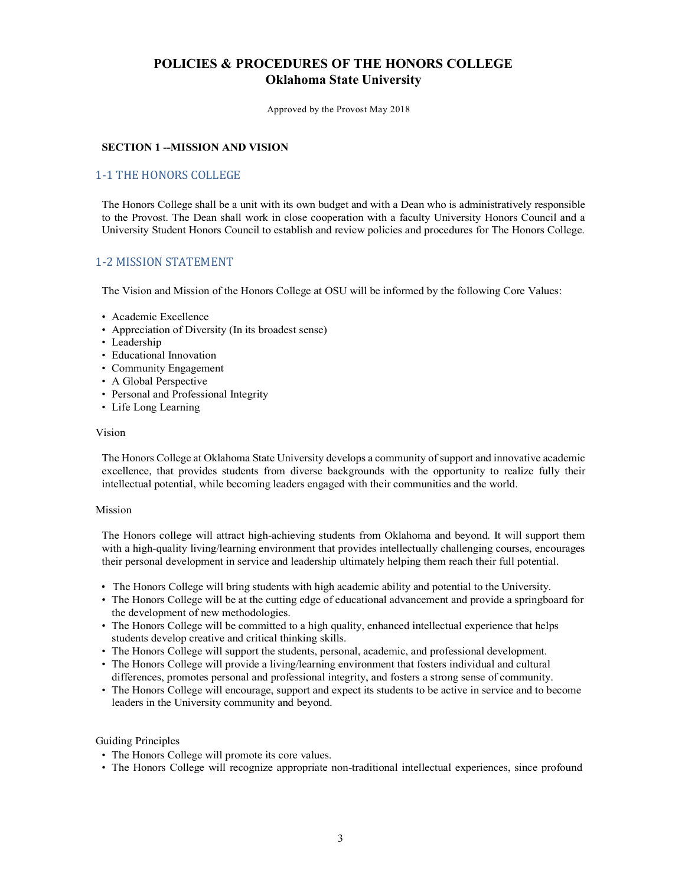# POLICIES & PROCEDURES OF THE HONORS COLLEGE
## Oklahoma State University

Approved by the Provost May 2018

**SECTION 1 --MISSION AND VISION**

### 1-1 THE HONORS COLLEGE

The Honors College shall be a unit with its own budget and with a Dean who is administratively responsible to the Provost. The Dean shall work in close cooperation with a faculty University Honors Council and a University Student Honors Council to establish and review policies and procedures for The Honors College.

### 1-2 MISSION STATEMENT

The Vision and Mission of the Honors College at OSU will be informed by the following Core Values:

- Academic Excellence
- Appreciation of Diversity (In its broadest sense)
- Leadership
- Educational Innovation
- Community Engagement
- A Global Perspective
- Personal and Professional Integrity
- Life Long Learning

Vision

The Honors College at Oklahoma State University develops a community of support and innovative academic excellence, that provides students from diverse backgrounds with the opportunity to realize fully their intellectual potential, while becoming leaders engaged with their communities and the world.

Mission

The Honors college will attract high-achieving students from Oklahoma and beyond. It will support them with a high-quality living/learning environment that provides intellectually challenging courses, encourages their personal development in service and leadership ultimately helping them reach their full potential.

- The Honors College will bring students with high academic ability and potential to the University.
- The Honors College will be at the cutting edge of educational advancement and provide a springboard for the development of new methodologies.
- The Honors College will be committed to a high quality, enhanced intellectual experience that helps students develop creative and critical thinking skills.
- The Honors College will support the students, personal, academic, and professional development.
- The Honors College will provide a living/learning environment that fosters individual and cultural differences, promotes personal and professional integrity, and fosters a strong sense of community.
- The Honors College will encourage, support and expect its students to be active in service and to become leaders in the University community and beyond.

Guiding Principles

- The Honors College will promote its core values.
- The Honors College will recognize appropriate non-traditional intellectual experiences, since profound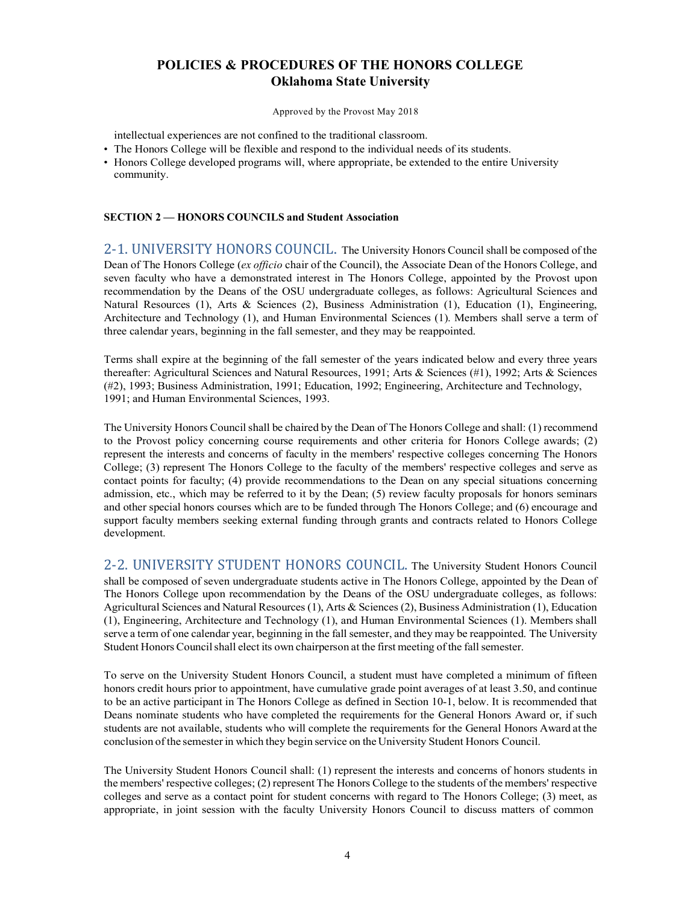intellectual experiences are not confined to the traditional classroom.

- The Honors College will be flexible and respond to the individual needs of its students.
- Honors College developed programs will, where appropriate, be extended to the entire University community.

**SECTION 2 — HONORS COUNCILS and Student Association**

## 2-1. UNIVERSITY HONORS COUNCIL.

The University Honors Council shall be composed of the Dean of The Honors College (*ex officio* chair of the Council), the Associate Dean of the Honors College, and seven faculty who have a demonstrated interest in The Honors College, appointed by the Provost upon recommendation by the Deans of the OSU undergraduate colleges, as follows: Agricultural Sciences and Natural Resources (1), Arts & Sciences (2), Business Administration (1), Education (1), Engineering, Architecture and Technology (1), and Human Environmental Sciences (1). Members shall serve a term of three calendar years, beginning in the fall semester, and they may be reappointed.

Terms shall expire at the beginning of the fall semester of the years indicated below and every three years thereafter: Agricultural Sciences and Natural Resources, 1991; Arts & Sciences (#1), 1992; Arts & Sciences (#2), 1993; Business Administration, 1991; Education, 1992; Engineering, Architecture and Technology, 1991; and Human Environmental Sciences, 1993.

The University Honors Council shall be chaired by the Dean of The Honors College and shall: (1) recommend to the Provost policy concerning course requirements and other criteria for Honors College awards; (2) represent the interests and concerns of faculty in the members' respective colleges concerning The Honors College; (3) represent The Honors College to the faculty of the members' respective colleges and serve as contact points for faculty; (4) provide recommendations to the Dean on any special situations concerning admission, etc., which may be referred to it by the Dean; (5) review faculty proposals for honors seminars and other special honors courses which are to be funded through The Honors College; and (6) encourage and support faculty members seeking external funding through grants and contracts related to Honors College development.

## 2-2. UNIVERSITY STUDENT HONORS COUNCIL.

The University Student Honors Council shall be composed of seven undergraduate students active in The Honors College, appointed by the Dean of The Honors College upon recommendation by the Deans of the OSU undergraduate colleges, as follows: Agricultural Sciences and Natural Resources (1), Arts & Sciences (2), Business Administration (1), Education (1), Engineering, Architecture and Technology (1), and Human Environmental Sciences (1). Members shall serve a term of one calendar year, beginning in the fall semester, and they may be reappointed. The University Student Honors Council shall elect its own chairperson at the first meeting of the fall semester.

To serve on the University Student Honors Council, a student must have completed a minimum of fifteen honors credit hours prior to appointment, have cumulative grade point averages of at least 3.50, and continue to be an active participant in The Honors College as defined in Section 10-1, below. It is recommended that Deans nominate students who have completed the requirements for the General Honors Award or, if such students are not available, students who will complete the requirements for the General Honors Award at the conclusion of the semester in which they begin service on the University Student Honors Council.

The University Student Honors Council shall: (1) represent the interests and concerns of honors students in the members' respective colleges; (2) represent The Honors College to the students of the members' respective colleges and serve as a contact point for student concerns with regard to The Honors College; (3) meet, as appropriate, in joint session with the faculty University Honors Council to discuss matters of common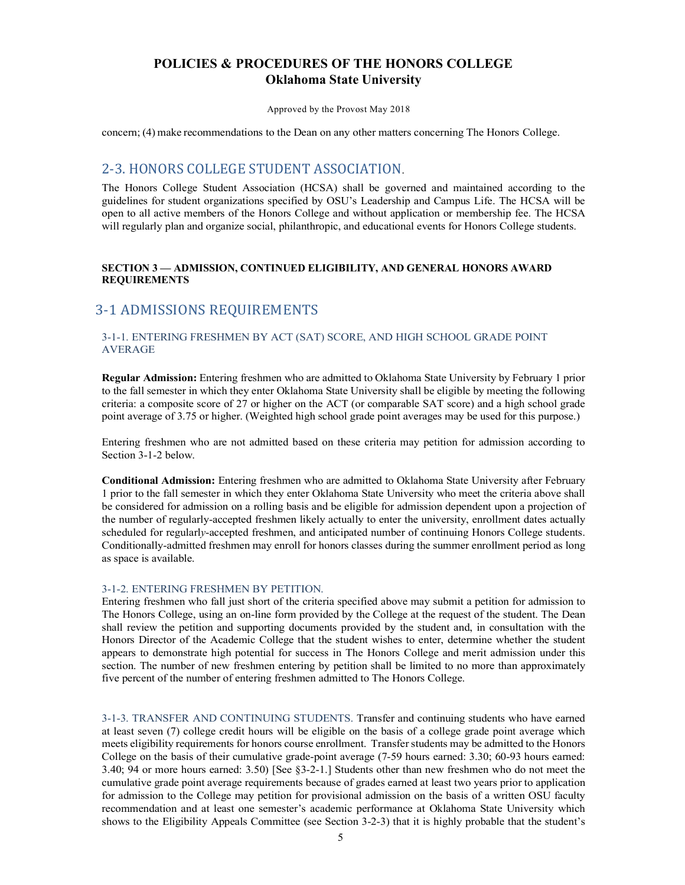concern; (4) make recommendations to the Dean on any other matters concerning The Honors College.

## 2-3. HONORS COLLEGE STUDENT ASSOCIATION.

The Honors College Student Association (HCSA) shall be governed and maintained according to the guidelines for student organizations specified by OSU's Leadership and Campus Life. The HCSA will be open to all active members of the Honors College and without application or membership fee. The HCSA will regularly plan and organize social, philanthropic, and educational events for Honors College students.

**SECTION 3 — ADMISSION, CONTINUED ELIGIBILITY, AND GENERAL HONORS AWARD REQUIREMENTS**

## 3-1 ADMISSIONS REQUIREMENTS

### 3-1-1. ENTERING FRESHMEN BY ACT (SAT) SCORE, AND HIGH SCHOOL GRADE POINT AVERAGE

**Regular Admission:** Entering freshmen who are admitted to Oklahoma State University by February 1 prior to the fall semester in which they enter Oklahoma State University shall be eligible by meeting the following criteria: a composite score of 27 or higher on the ACT (or comparable SAT score) and a high school grade point average of 3.75 or higher. (Weighted high school grade point averages may be used for this purpose.)

Entering freshmen who are not admitted based on these criteria may petition for admission according to Section 3-1-2 below.

**Conditional Admission:** Entering freshmen who are admitted to Oklahoma State University after February 1 prior to the fall semester in which they enter Oklahoma State University who meet the criteria above shall be considered for admission on a rolling basis and be eligible for admission dependent upon a projection of the number of regularly-accepted freshmen likely actually to enter the university, enrollment dates actually scheduled for regularly-accepted freshmen, and anticipated number of continuing Honors College students. Conditionally-admitted freshmen may enroll for honors classes during the summer enrollment period as long as space is available.

### 3-1-2. ENTERING FRESHMEN BY PETITION.

Entering freshmen who fall just short of the criteria specified above may submit a petition for admission to The Honors College, using an on-line form provided by the College at the request of the student. The Dean shall review the petition and supporting documents provided by the student and, in consultation with the Honors Director of the Academic College that the student wishes to enter, determine whether the student appears to demonstrate high potential for success in The Honors College and merit admission under this section. The number of new freshmen entering by petition shall be limited to no more than approximately five percent of the number of entering freshmen admitted to The Honors College.

### 3-1-3. TRANSFER AND CONTINUING STUDENTS.

Transfer and continuing students who have earned at least seven (7) college credit hours will be eligible on the basis of a college grade point average which meets eligibility requirements for honors course enrollment. Transfer students may be admitted to the Honors College on the basis of their cumulative grade-point average (7-59 hours earned: 3.30; 60-93 hours earned: 3.40; 94 or more hours earned: 3.50) [See §3-2-1.] Students other than new freshmen who do not meet the cumulative grade point average requirements because of grades earned at least two years prior to application for admission to the College may petition for provisional admission on the basis of a written OSU faculty recommendation and at least one semester's academic performance at Oklahoma State University which shows to the Eligibility Appeals Committee (see Section 3-2-3) that it is highly probable that the student's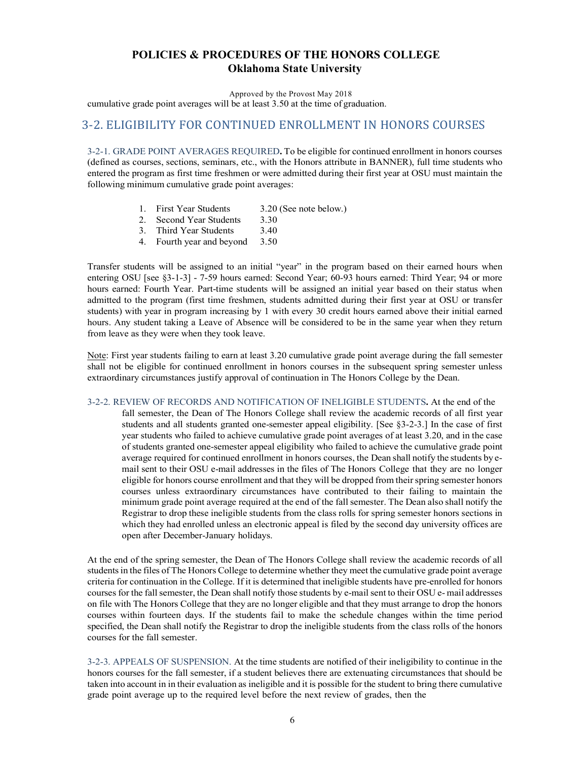cumulative grade point averages will be at least 3.50 at the time of graduation.

## 3-2. ELIGIBILITY FOR CONTINUED ENROLLMENT IN HONORS COURSES

3-2-1. GRADE POINT AVERAGES REQUIRED**.** To be eligible for continued enrollment in honors courses (defined as courses, sections, seminars, etc., with the Honors attribute in BANNER), full time students who entered the program as first time freshmen or were admitted during their first year at OSU must maintain the following minimum cumulative grade point averages:

1. First Year Students 3.20 (See note below.)
2. Second Year Students 3.30
3. Third Year Students 3.40
4. Fourth year and beyond 3.50

Transfer students will be assigned to an initial "year" in the program based on their earned hours when entering OSU [see §3-1-3] - 7-59 hours earned: Second Year; 60-93 hours earned: Third Year; 94 or more hours earned: Fourth Year. Part-time students will be assigned an initial year based on their status when admitted to the program (first time freshmen, students admitted during their first year at OSU or transfer students) with year in program increasing by 1 with every 30 credit hours earned above their initial earned hours. Any student taking a Leave of Absence will be considered to be in the same year when they return from leave as they were when they took leave.

Note: First year students failing to earn at least 3.20 cumulative grade point average during the fall semester shall not be eligible for continued enrollment in honors courses in the subsequent spring semester unless extraordinary circumstances justify approval of continuation in The Honors College by the Dean.

3-2-2. REVIEW OF RECORDS AND NOTIFICATION OF INELIGIBLE STUDENTS**.** At the end of the fall semester, the Dean of The Honors College shall review the academic records of all first year students and all students granted one-semester appeal eligibility. [See §3-2-3.] In the case of first year students who failed to achieve cumulative grade point averages of at least 3.20, and in the case of students granted one-semester appeal eligibility who failed to achieve the cumulative grade point average required for continued enrollment in honors courses, the Dean shall notify the students by e-mail sent to their OSU e-mail addresses in the files of The Honors College that they are no longer eligible for honors course enrollment and that they will be dropped from their spring semester honors courses unless extraordinary circumstances have contributed to their failing to maintain the minimum grade point average required at the end of the fall semester. The Dean also shall notify the Registrar to drop these ineligible students from the class rolls for spring semester honors sections in which they had enrolled unless an electronic appeal is filed by the second day university offices are open after December-January holidays.

At the end of the spring semester, the Dean of The Honors College shall review the academic records of all students in the files of The Honors College to determine whether they meet the cumulative grade point average criteria for continuation in the College. If it is determined that ineligible students have pre-enrolled for honors courses for the fall semester, the Dean shall notify those students by e-mail sent to their OSU e- mail addresses on file with The Honors College that they are no longer eligible and that they must arrange to drop the honors courses within fourteen days. If the students fail to make the schedule changes within the time period specified, the Dean shall notify the Registrar to drop the ineligible students from the class rolls of the honors courses for the fall semester.

3-2-3. APPEALS OF SUSPENSION. At the time students are notified of their ineligibility to continue in the honors courses for the fall semester, if a student believes there are extenuating circumstances that should be taken into account in in their evaluation as ineligible and it is possible for the student to bring there cumulative grade point average up to the required level before the next review of grades, then the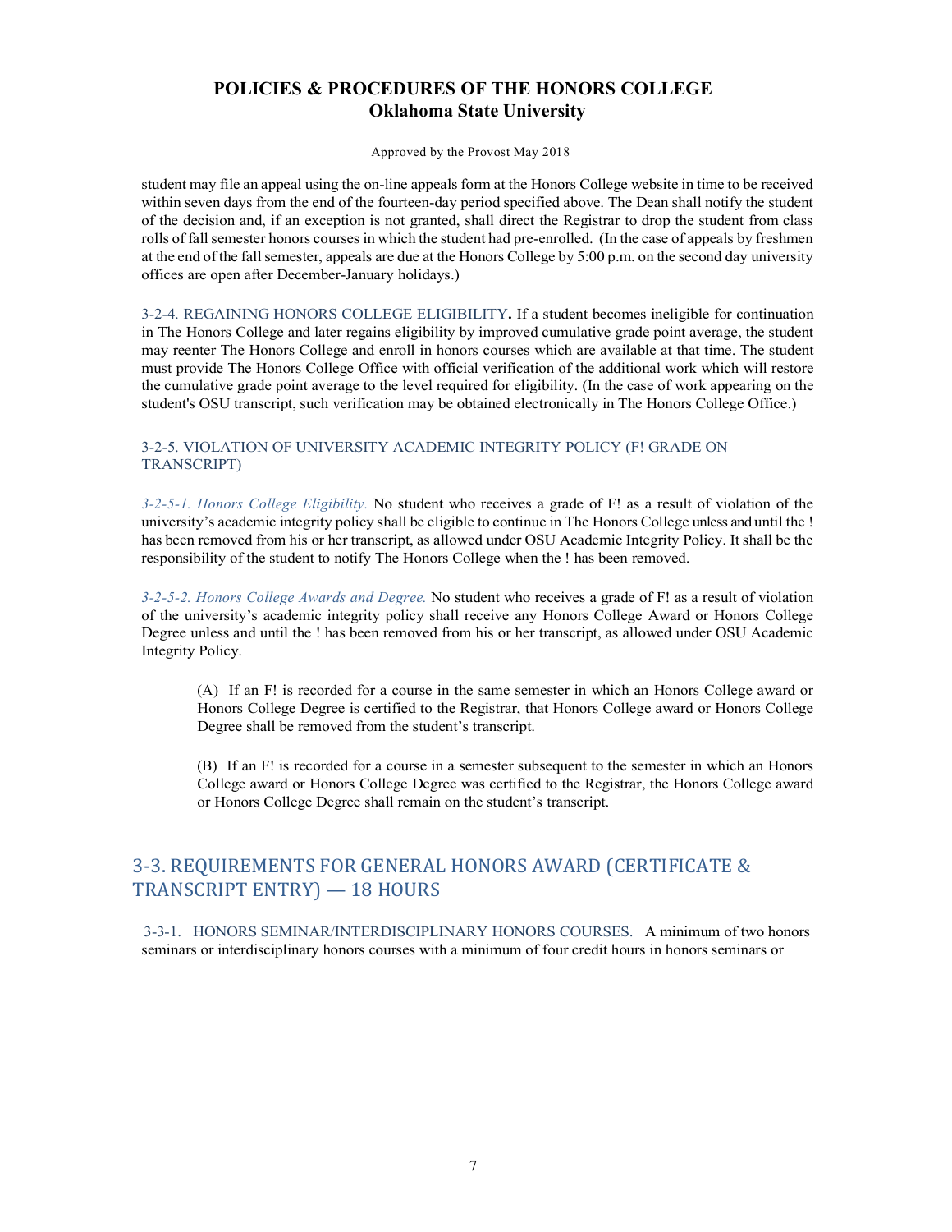student may file an appeal using the on-line appeals form at the Honors College website in time to be received within seven days from the end of the fourteen-day period specified above. The Dean shall notify the student of the decision and, if an exception is not granted, shall direct the Registrar to drop the student from class rolls of fall semester honors courses in which the student had pre-enrolled. (In the case of appeals by freshmen at the end of the fall semester, appeals are due at the Honors College by 5:00 p.m. on the second day university offices are open after December-January holidays.)

#### 3-2-4. REGAINING HONORS COLLEGE ELIGIBILITY.

If a student becomes ineligible for continuation in The Honors College and later regains eligibility by improved cumulative grade point average, the student may reenter The Honors College and enroll in honors courses which are available at that time. The student must provide The Honors College Office with official verification of the additional work which will restore the cumulative grade point average to the level required for eligibility. (In the case of work appearing on the student's OSU transcript, such verification may be obtained electronically in The Honors College Office.)

#### 3-2-5. VIOLATION OF UNIVERSITY ACADEMIC INTEGRITY POLICY (F! GRADE ON TRANSCRIPT)

*3-2-5-1. Honors College Eligibility.* No student who receives a grade of F! as a result of violation of the university's academic integrity policy shall be eligible to continue in The Honors College unless and until the ! has been removed from his or her transcript, as allowed under OSU Academic Integrity Policy. It shall be the responsibility of the student to notify The Honors College when the ! has been removed.

*3-2-5-2. Honors College Awards and Degree.* No student who receives a grade of F! as a result of violation of the university's academic integrity policy shall receive any Honors College Award or Honors College Degree unless and until the ! has been removed from his or her transcript, as allowed under OSU Academic Integrity Policy.

> (A) If an F! is recorded for a course in the same semester in which an Honors College award or Honors College Degree is certified to the Registrar, that Honors College award or Honors College Degree shall be removed from the student's transcript.
>
> (B) If an F! is recorded for a course in a semester subsequent to the semester in which an Honors College award or Honors College Degree was certified to the Registrar, the Honors College award or Honors College Degree shall remain on the student's transcript.

## 3-3. REQUIREMENTS FOR GENERAL HONORS AWARD (CERTIFICATE & TRANSCRIPT ENTRY) — 18 HOURS

#### 3-3-1. HONORS SEMINAR/INTERDISCIPLINARY HONORS COURSES.

A minimum of two honors seminars or interdisciplinary honors courses with a minimum of four credit hours in honors seminars or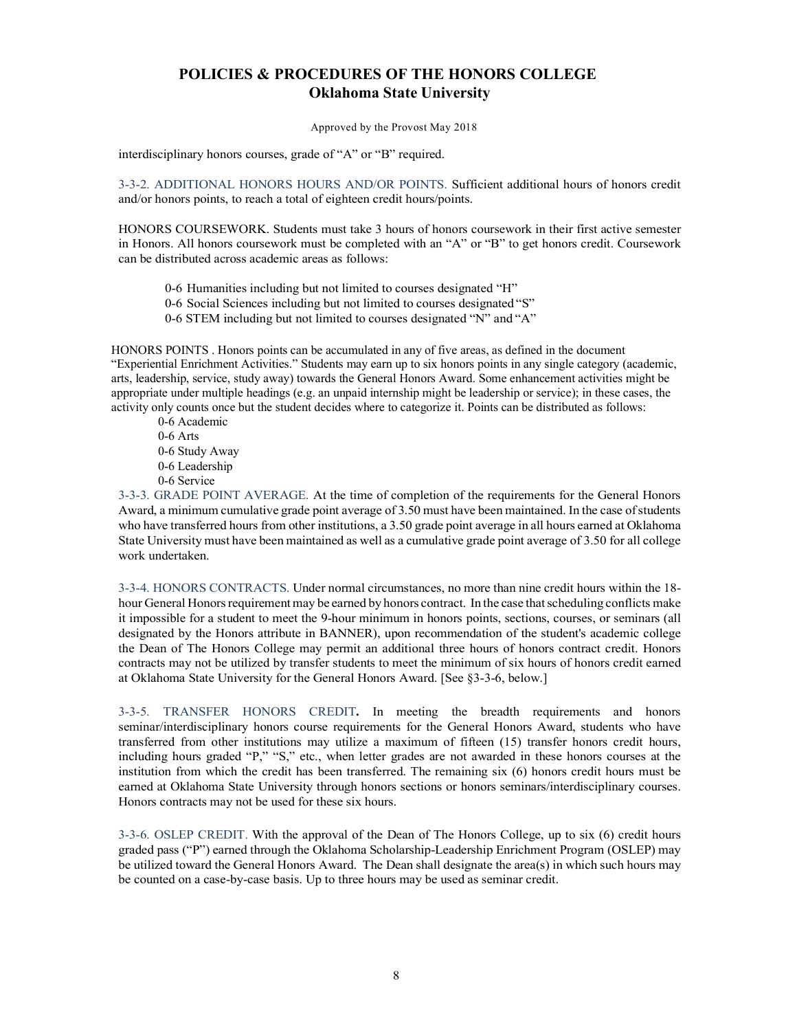interdisciplinary honors courses, grade of "A" or "B" required.

3-3-2. ADDITIONAL HONORS HOURS AND/OR POINTS. Sufficient additional hours of honors credit and/or honors points, to reach a total of eighteen credit hours/points.

HONORS COURSEWORK. Students must take 3 hours of honors coursework in their first active semester in Honors. All honors coursework must be completed with an "A" or "B" to get honors credit. Coursework can be distributed across academic areas as follows:

- 0-6 Humanities including but not limited to courses designated "H"
- 0-6 Social Sciences including but not limited to courses designated "S"
- 0-6 STEM including but not limited to courses designated "N" and "A"

HONORS POINTS . Honors points can be accumulated in any of five areas, as defined in the document "Experiential Enrichment Activities." Students may earn up to six honors points in any single category (academic, arts, leadership, service, study away) towards the General Honors Award. Some enhancement activities might be appropriate under multiple headings (e.g. an unpaid internship might be leadership or service); in these cases, the activity only counts once but the student decides where to categorize it. Points can be distributed as follows:

- 0-6 Academic
- 0-6 Arts
- 0-6 Study Away
- 0-6 Leadership
- 0-6 Service

3-3-3. GRADE POINT AVERAGE. At the time of completion of the requirements for the General Honors Award, a minimum cumulative grade point average of 3.50 must have been maintained. In the case of students who have transferred hours from other institutions, a 3.50 grade point average in all hours earned at Oklahoma State University must have been maintained as well as a cumulative grade point average of 3.50 for all college work undertaken.

3-3-4. HONORS CONTRACTS. Under normal circumstances, no more than nine credit hours within the 18-hour General Honors requirement may be earned by honors contract. In the case that scheduling conflicts make it impossible for a student to meet the 9-hour minimum in honors points, sections, courses, or seminars (all designated by the Honors attribute in BANNER), upon recommendation of the student's academic college the Dean of The Honors College may permit an additional three hours of honors contract credit. Honors contracts may not be utilized by transfer students to meet the minimum of six hours of honors credit earned at Oklahoma State University for the General Honors Award. [See §3-3-6, below.]

3-3-5. TRANSFER HONORS CREDIT**.** In meeting the breadth requirements and honors seminar/interdisciplinary honors course requirements for the General Honors Award, students who have transferred from other institutions may utilize a maximum of fifteen (15) transfer honors credit hours, including hours graded "P," "S," etc., when letter grades are not awarded in these honors courses at the institution from which the credit has been transferred. The remaining six (6) honors credit hours must be earned at Oklahoma State University through honors sections or honors seminars/interdisciplinary courses. Honors contracts may not be used for these six hours.

3-3-6. OSLEP CREDIT. With the approval of the Dean of The Honors College, up to six (6) credit hours graded pass ("P") earned through the Oklahoma Scholarship-Leadership Enrichment Program (OSLEP) may be utilized toward the General Honors Award. The Dean shall designate the area(s) in which such hours may be counted on a case-by-case basis. Up to three hours may be used as seminar credit.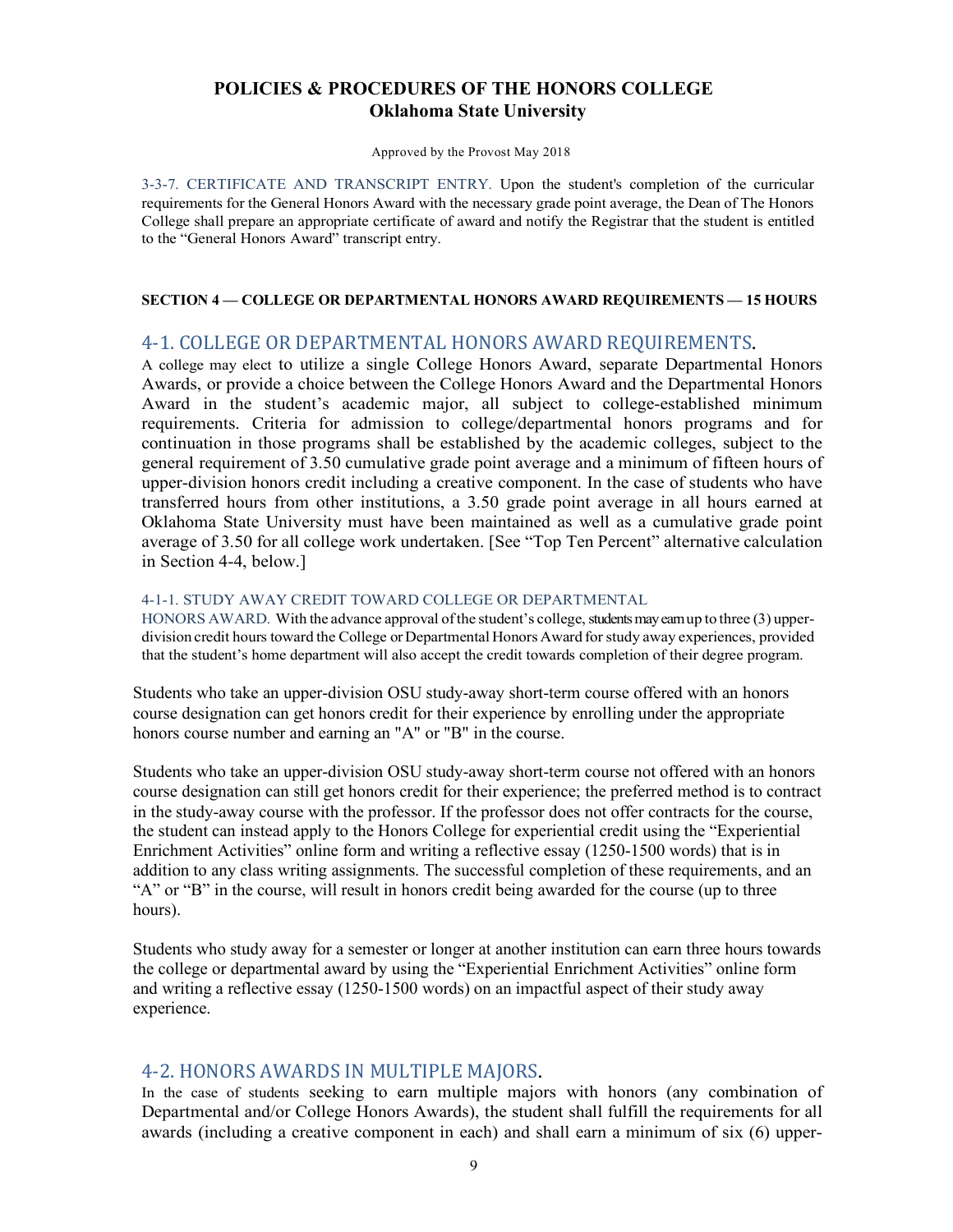3-3-7. CERTIFICATE AND TRANSCRIPT ENTRY. Upon the student's completion of the curricular requirements for the General Honors Award with the necessary grade point average, the Dean of The Honors College shall prepare an appropriate certificate of award and notify the Registrar that the student is entitled to the "General Honors Award" transcript entry.

**SECTION 4 — COLLEGE OR DEPARTMENTAL HONORS AWARD REQUIREMENTS — 15 HOURS**

## 4-1. COLLEGE OR DEPARTMENTAL HONORS AWARD REQUIREMENTS.

A college may elect to utilize a single College Honors Award, separate Departmental Honors Awards, or provide a choice between the College Honors Award and the Departmental Honors Award in the student's academic major, all subject to college-established minimum requirements. Criteria for admission to college/departmental honors programs and for continuation in those programs shall be established by the academic colleges, subject to the general requirement of 3.50 cumulative grade point average and a minimum of fifteen hours of upper-division honors credit including a creative component. In the case of students who have transferred hours from other institutions, a 3.50 grade point average in all hours earned at Oklahoma State University must have been maintained as well as a cumulative grade point average of 3.50 for all college work undertaken. [See "Top Ten Percent" alternative calculation in Section 4-4, below.]

4-1-1. STUDY AWAY CREDIT TOWARD COLLEGE OR DEPARTMENTAL HONORS AWARD. With the advance approval of the student's college, students may earn up to three (3) upper-division credit hours toward the College or Departmental Honors Award for study away experiences, provided that the student's home department will also accept the credit towards completion of their degree program.

Students who take an upper-division OSU study-away short-term course offered with an honors course designation can get honors credit for their experience by enrolling under the appropriate honors course number and earning an "A" or "B" in the course.

Students who take an upper-division OSU study-away short-term course not offered with an honors course designation can still get honors credit for their experience; the preferred method is to contract in the study-away course with the professor. If the professor does not offer contracts for the course, the student can instead apply to the Honors College for experiential credit using the "Experiential Enrichment Activities" online form and writing a reflective essay (1250-1500 words) that is in addition to any class writing assignments. The successful completion of these requirements, and an "A" or "B" in the course, will result in honors credit being awarded for the course (up to three hours).

Students who study away for a semester or longer at another institution can earn three hours towards the college or departmental award by using the "Experiential Enrichment Activities" online form and writing a reflective essay (1250-1500 words) on an impactful aspect of their study away experience.

## 4-2. HONORS AWARDS IN MULTIPLE MAJORS.

In the case of students seeking to earn multiple majors with honors (any combination of Departmental and/or College Honors Awards), the student shall fulfill the requirements for all awards (including a creative component in each) and shall earn a minimum of six (6) upper-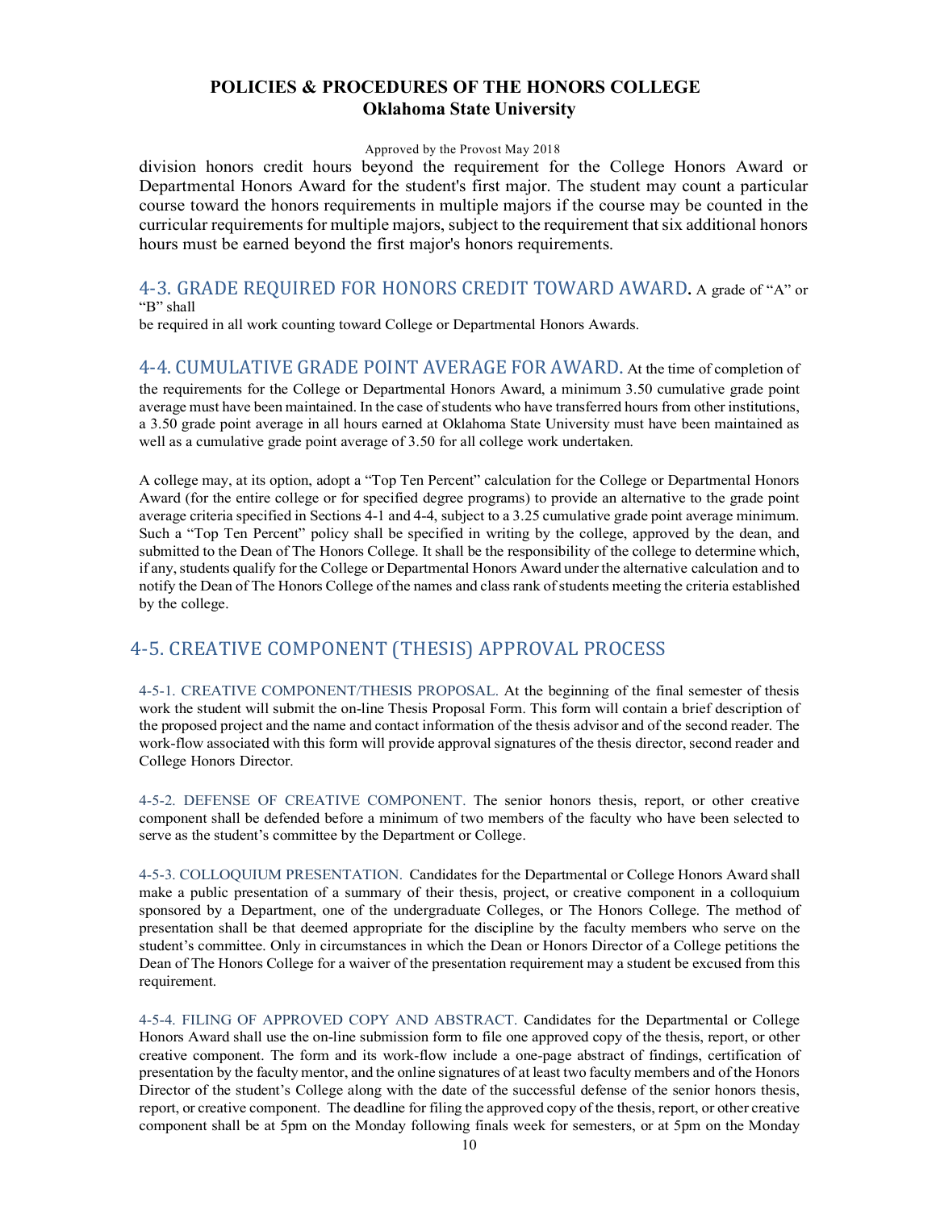division honors credit hours beyond the requirement for the College Honors Award or Departmental Honors Award for the student's first major. The student may count a particular course toward the honors requirements in multiple majors if the course may be counted in the curricular requirements for multiple majors, subject to the requirement that six additional honors hours must be earned beyond the first major's honors requirements.

## 4-3. GRADE REQUIRED FOR HONORS CREDIT TOWARD AWARD.

A grade of "A" or "B" shall be required in all work counting toward College or Departmental Honors Awards.

## 4-4. CUMULATIVE GRADE POINT AVERAGE FOR AWARD.

At the time of completion of the requirements for the College or Departmental Honors Award, a minimum 3.50 cumulative grade point average must have been maintained. In the case of students who have transferred hours from other institutions, a 3.50 grade point average in all hours earned at Oklahoma State University must have been maintained as well as a cumulative grade point average of 3.50 for all college work undertaken.

A college may, at its option, adopt a "Top Ten Percent" calculation for the College or Departmental Honors Award (for the entire college or for specified degree programs) to provide an alternative to the grade point average criteria specified in Sections 4-1 and 4-4, subject to a 3.25 cumulative grade point average minimum. Such a "Top Ten Percent" policy shall be specified in writing by the college, approved by the dean, and submitted to the Dean of The Honors College. It shall be the responsibility of the college to determine which, if any, students qualify for the College or Departmental Honors Award under the alternative calculation and to notify the Dean of The Honors College of the names and class rank of students meeting the criteria established by the college.

## 4-5. CREATIVE COMPONENT (THESIS) APPROVAL PROCESS

### 4-5-1. CREATIVE COMPONENT/THESIS PROPOSAL.

At the beginning of the final semester of thesis work the student will submit the on-line Thesis Proposal Form. This form will contain a brief description of the proposed project and the name and contact information of the thesis advisor and of the second reader. The work-flow associated with this form will provide approval signatures of the thesis director, second reader and College Honors Director.

### 4-5-2. DEFENSE OF CREATIVE COMPONENT.

The senior honors thesis, report, or other creative component shall be defended before a minimum of two members of the faculty who have been selected to serve as the student's committee by the Department or College.

### 4-5-3. COLLOQUIUM PRESENTATION.

Candidates for the Departmental or College Honors Award shall make a public presentation of a summary of their thesis, project, or creative component in a colloquium sponsored by a Department, one of the undergraduate Colleges, or The Honors College. The method of presentation shall be that deemed appropriate for the discipline by the faculty members who serve on the student's committee. Only in circumstances in which the Dean or Honors Director of a College petitions the Dean of The Honors College for a waiver of the presentation requirement may a student be excused from this requirement.

### 4-5-4. FILING OF APPROVED COPY AND ABSTRACT.

Candidates for the Departmental or College Honors Award shall use the on-line submission form to file one approved copy of the thesis, report, or other creative component. The form and its work-flow include a one-page abstract of findings, certification of presentation by the faculty mentor, and the online signatures of at least two faculty members and of the Honors Director of the student's College along with the date of the successful defense of the senior honors thesis, report, or creative component. The deadline for filing the approved copy of the thesis, report, or other creative component shall be at 5pm on the Monday following finals week for semesters, or at 5pm on the Monday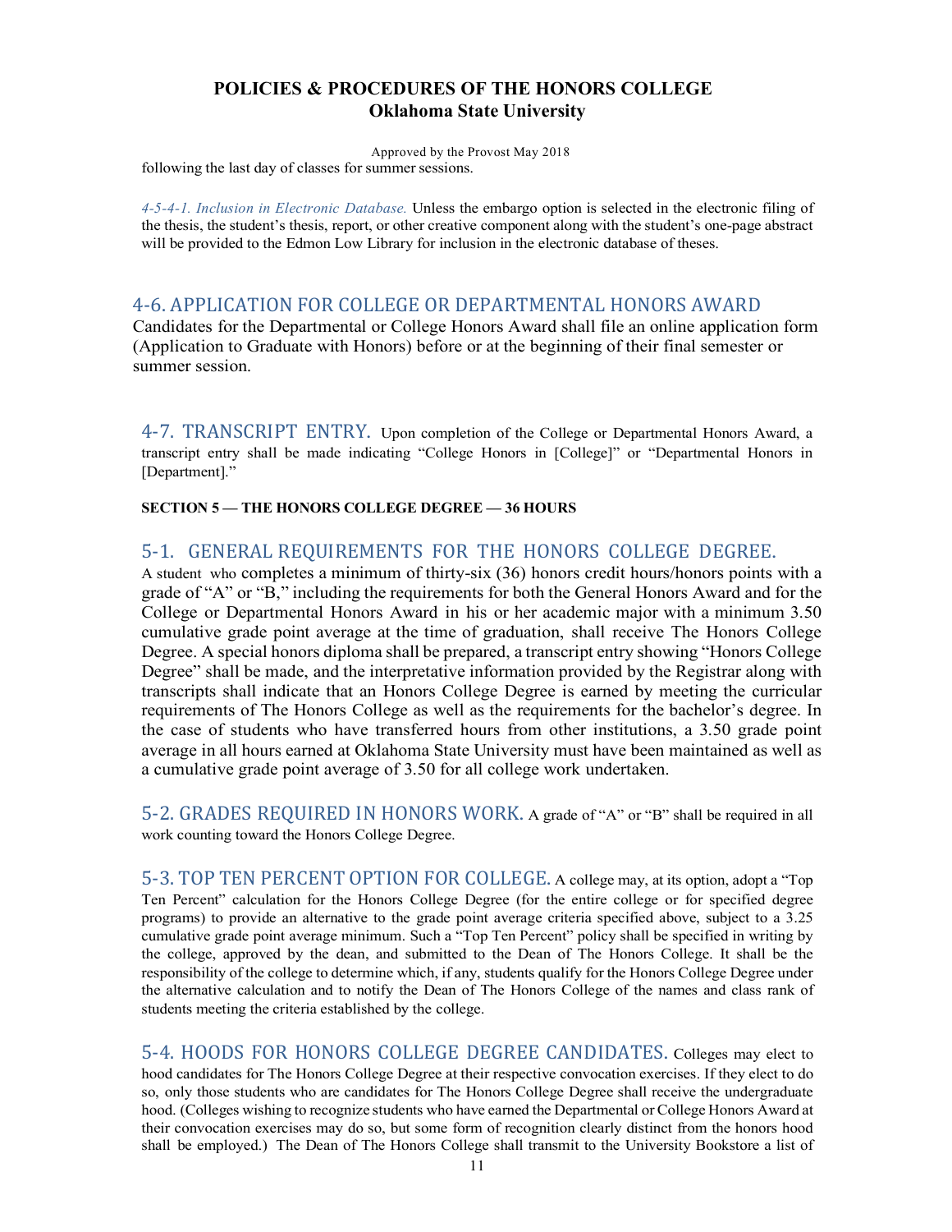following the last day of classes for summer sessions.

*4-5-4-1. Inclusion in Electronic Database.* Unless the embargo option is selected in the electronic filing of the thesis, the student's thesis, report, or other creative component along with the student's one-page abstract will be provided to the Edmon Low Library for inclusion in the electronic database of theses.

## 4-6. APPLICATION FOR COLLEGE OR DEPARTMENTAL HONORS AWARD

Candidates for the Departmental or College Honors Award shall file an online application form (Application to Graduate with Honors) before or at the beginning of their final semester or summer session.

## 4-7. TRANSCRIPT ENTRY.

Upon completion of the College or Departmental Honors Award, a transcript entry shall be made indicating "College Honors in [College]" or "Departmental Honors in [Department]."

**SECTION 5 — THE HONORS COLLEGE DEGREE — 36 HOURS**

## 5-1. GENERAL REQUIREMENTS FOR THE HONORS COLLEGE DEGREE.

A student who completes a minimum of thirty-six (36) honors credit hours/honors points with a grade of "A" or "B," including the requirements for both the General Honors Award and for the College or Departmental Honors Award in his or her academic major with a minimum 3.50 cumulative grade point average at the time of graduation, shall receive The Honors College Degree. A special honors diploma shall be prepared, a transcript entry showing "Honors College Degree" shall be made, and the interpretative information provided by the Registrar along with transcripts shall indicate that an Honors College Degree is earned by meeting the curricular requirements of The Honors College as well as the requirements for the bachelor's degree. In the case of students who have transferred hours from other institutions, a 3.50 grade point average in all hours earned at Oklahoma State University must have been maintained as well as a cumulative grade point average of 3.50 for all college work undertaken.

## 5-2. GRADES REQUIRED IN HONORS WORK.

A grade of "A" or "B" shall be required in all work counting toward the Honors College Degree.

## 5-3. TOP TEN PERCENT OPTION FOR COLLEGE.

A college may, at its option, adopt a "Top Ten Percent" calculation for the Honors College Degree (for the entire college or for specified degree programs) to provide an alternative to the grade point average criteria specified above, subject to a 3.25 cumulative grade point average minimum. Such a "Top Ten Percent" policy shall be specified in writing by the college, approved by the dean, and submitted to the Dean of The Honors College. It shall be the responsibility of the college to determine which, if any, students qualify for the Honors College Degree under the alternative calculation and to notify the Dean of The Honors College of the names and class rank of students meeting the criteria established by the college.

## 5-4. HOODS FOR HONORS COLLEGE DEGREE CANDIDATES.

Colleges may elect to hood candidates for The Honors College Degree at their respective convocation exercises. If they elect to do so, only those students who are candidates for The Honors College Degree shall receive the undergraduate hood. (Colleges wishing to recognize students who have earned the Departmental or College Honors Award at their convocation exercises may do so, but some form of recognition clearly distinct from the honors hood shall be employed.) The Dean of The Honors College shall transmit to the University Bookstore a list of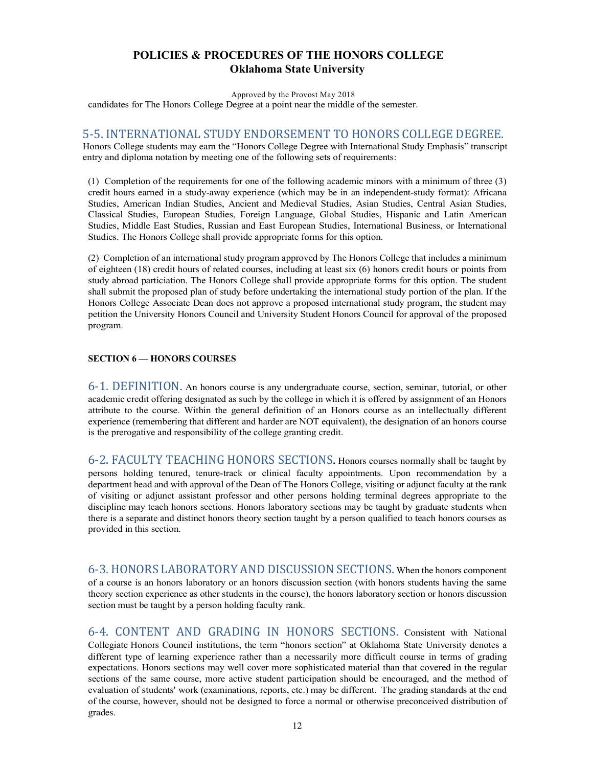candidates for The Honors College Degree at a point near the middle of the semester.

## 5-5. INTERNATIONAL STUDY ENDORSEMENT TO HONORS COLLEGE DEGREE.

Honors College students may earn the "Honors College Degree with International Study Emphasis" transcript entry and diploma notation by meeting one of the following sets of requirements:

(1) Completion of the requirements for one of the following academic minors with a minimum of three (3) credit hours earned in a study-away experience (which may be in an independent-study format): Africana Studies, American Indian Studies, Ancient and Medieval Studies, Asian Studies, Central Asian Studies, Classical Studies, European Studies, Foreign Language, Global Studies, Hispanic and Latin American Studies, Middle East Studies, Russian and East European Studies, International Business, or International Studies. The Honors College shall provide appropriate forms for this option.

(2) Completion of an international study program approved by The Honors College that includes a minimum of eighteen (18) credit hours of related courses, including at least six (6) honors credit hours or points from study abroad particiation. The Honors College shall provide appropriate forms for this option. The student shall submit the proposed plan of study before undertaking the international study portion of the plan. If the Honors College Associate Dean does not approve a proposed international study program, the student may petition the University Honors Council and University Student Honors Council for approval of the proposed program.

### SECTION 6 — HONORS COURSES

**6-1. DEFINITION.** An honors course is any undergraduate course, section, seminar, tutorial, or other academic credit offering designated as such by the college in which it is offered by assignment of an Honors attribute to the course. Within the general definition of an Honors course as an intellectually different experience (remembering that different and harder are NOT equivalent), the designation of an honors course is the prerogative and responsibility of the college granting credit.

**6-2. FACULTY TEACHING HONORS SECTIONS.** Honors courses normally shall be taught by persons holding tenured, tenure-track or clinical faculty appointments. Upon recommendation by a department head and with approval of the Dean of The Honors College, visiting or adjunct faculty at the rank of visiting or adjunct assistant professor and other persons holding terminal degrees appropriate to the discipline may teach honors sections. Honors laboratory sections may be taught by graduate students when there is a separate and distinct honors theory section taught by a person qualified to teach honors courses as provided in this section.

**6-3. HONORS LABORATORY AND DISCUSSION SECTIONS.** When the honors component of a course is an honors laboratory or an honors discussion section (with honors students having the same theory section experience as other students in the course), the honors laboratory section or honors discussion section must be taught by a person holding faculty rank.

**6-4. CONTENT AND GRADING IN HONORS SECTIONS.** Consistent with National Collegiate Honors Council institutions, the term "honors section" at Oklahoma State University denotes a different type of learning experience rather than a necessarily more difficult course in terms of grading expectations. Honors sections may well cover more sophisticated material than that covered in the regular sections of the same course, more active student participation should be encouraged, and the method of evaluation of students' work (examinations, reports, etc.) may be different. The grading standards at the end of the course, however, should not be designed to force a normal or otherwise preconceived distribution of grades.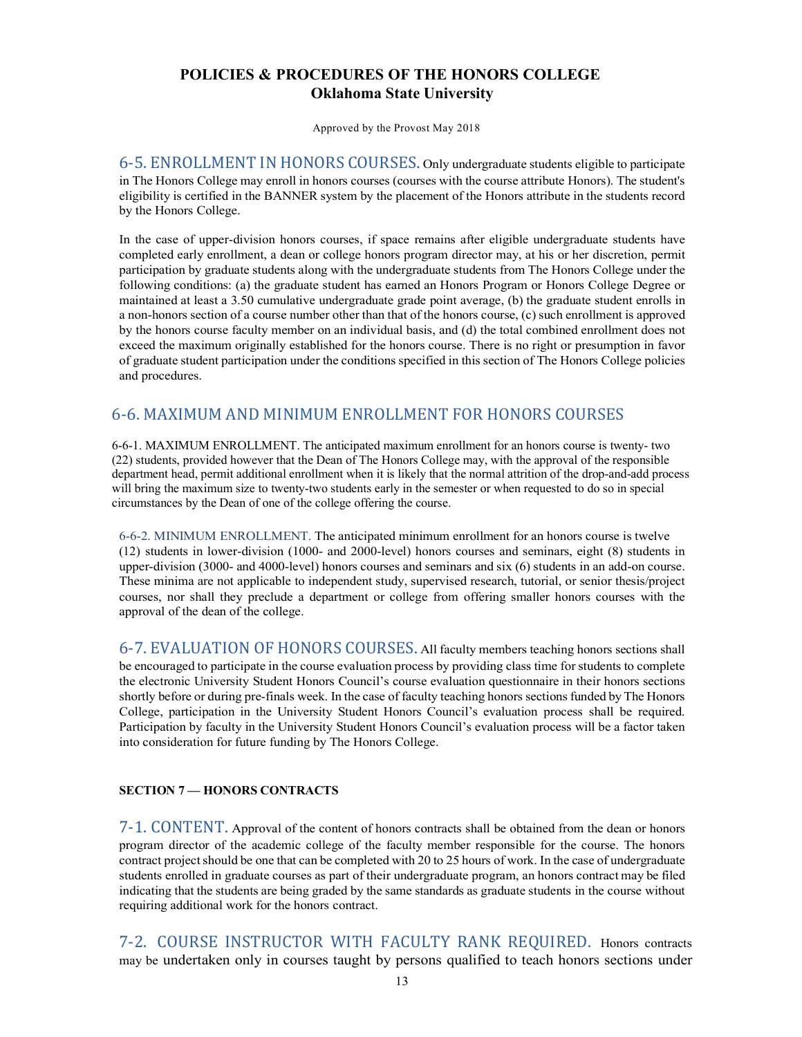# POLICIES & PROCEDURES OF THE HONORS COLLEGE
## Oklahoma State University

Approved by the Provost May 2018

**6-5. ENROLLMENT IN HONORS COURSES.** Only undergraduate students eligible to participate in The Honors College may enroll in honors courses (courses with the course attribute Honors). The student's eligibility is certified in the BANNER system by the placement of the Honors attribute in the students record by the Honors College.

In the case of upper-division honors courses, if space remains after eligible undergraduate students have completed early enrollment, a dean or college honors program director may, at his or her discretion, permit participation by graduate students along with the undergraduate students from The Honors College under the following conditions: (a) the graduate student has earned an Honors Program or Honors College Degree or maintained at least a 3.50 cumulative undergraduate grade point average, (b) the graduate student enrolls in a non-honors section of a course number other than that of the honors course, (c) such enrollment is approved by the honors course faculty member on an individual basis, and (d) the total combined enrollment does not exceed the maximum originally established for the honors course. There is no right or presumption in favor of graduate student participation under the conditions specified in this section of The Honors College policies and procedures.

## 6-6. MAXIMUM AND MINIMUM ENROLLMENT FOR HONORS COURSES

6-6-1. MAXIMUM ENROLLMENT. The anticipated maximum enrollment for an honors course is twenty- two (22) students, provided however that the Dean of The Honors College may, with the approval of the responsible department head, permit additional enrollment when it is likely that the normal attrition of the drop-and-add process will bring the maximum size to twenty-two students early in the semester or when requested to do so in special circumstances by the Dean of one of the college offering the course.

6-6-2. MINIMUM ENROLLMENT. The anticipated minimum enrollment for an honors course is twelve (12) students in lower-division (1000- and 2000-level) honors courses and seminars, eight (8) students in upper-division (3000- and 4000-level) honors courses and seminars and six (6) students in an add-on course. These minima are not applicable to independent study, supervised research, tutorial, or senior thesis/project courses, nor shall they preclude a department or college from offering smaller honors courses with the approval of the dean of the college.

**6-7. EVALUATION OF HONORS COURSES.** All faculty members teaching honors sections shall be encouraged to participate in the course evaluation process by providing class time for students to complete the electronic University Student Honors Council's course evaluation questionnaire in their honors sections shortly before or during pre-finals week. In the case of faculty teaching honors sections funded by The Honors College, participation in the University Student Honors Council's evaluation process shall be required. Participation by faculty in the University Student Honors Council's evaluation process will be a factor taken into consideration for future funding by The Honors College.

### SECTION 7 — HONORS CONTRACTS

**7-1. CONTENT.** Approval of the content of honors contracts shall be obtained from the dean or honors program director of the academic college of the faculty member responsible for the course. The honors contract project should be one that can be completed with 20 to 25 hours of work. In the case of undergraduate students enrolled in graduate courses as part of their undergraduate program, an honors contract may be filed indicating that the students are being graded by the same standards as graduate students in the course without requiring additional work for the honors contract.

**7-2. COURSE INSTRUCTOR WITH FACULTY RANK REQUIRED.** Honors contracts may be undertaken only in courses taught by persons qualified to teach honors sections under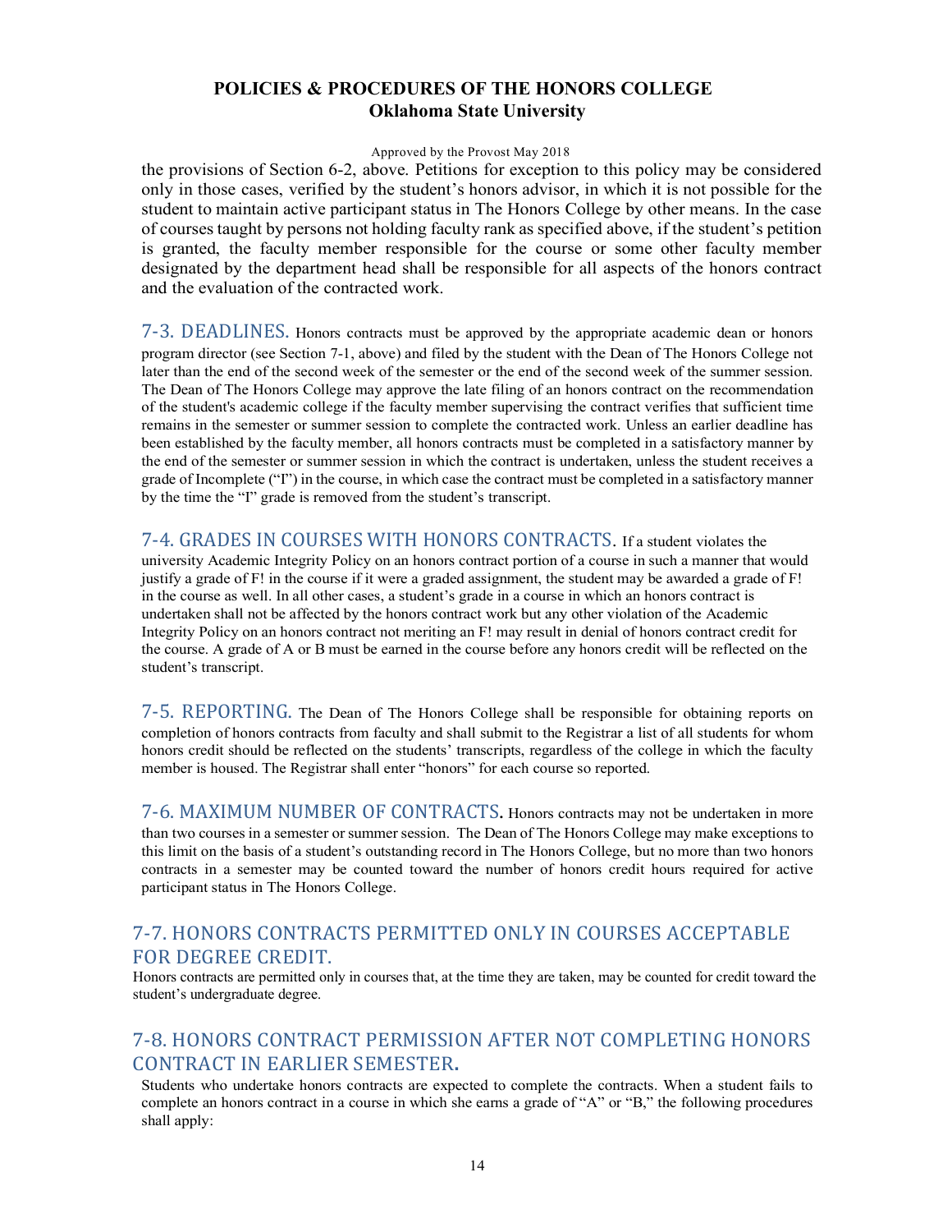the provisions of Section 6-2, above. Petitions for exception to this policy may be considered only in those cases, verified by the student's honors advisor, in which it is not possible for the student to maintain active participant status in The Honors College by other means. In the case of courses taught by persons not holding faculty rank as specified above, if the student's petition is granted, the faculty member responsible for the course or some other faculty member designated by the department head shall be responsible for all aspects of the honors contract and the evaluation of the contracted work.

## 7-3. DEADLINES.

Honors contracts must be approved by the appropriate academic dean or honors program director (see Section 7-1, above) and filed by the student with the Dean of The Honors College not later than the end of the second week of the semester or the end of the second week of the summer session. The Dean of The Honors College may approve the late filing of an honors contract on the recommendation of the student's academic college if the faculty member supervising the contract verifies that sufficient time remains in the semester or summer session to complete the contracted work. Unless an earlier deadline has been established by the faculty member, all honors contracts must be completed in a satisfactory manner by the end of the semester or summer session in which the contract is undertaken, unless the student receives a grade of Incomplete ("I") in the course, in which case the contract must be completed in a satisfactory manner by the time the "I" grade is removed from the student's transcript.

## 7-4. GRADES IN COURSES WITH HONORS CONTRACTS.

If a student violates the university Academic Integrity Policy on an honors contract portion of a course in such a manner that would justify a grade of F! in the course if it were a graded assignment, the student may be awarded a grade of F! in the course as well. In all other cases, a student's grade in a course in which an honors contract is undertaken shall not be affected by the honors contract work but any other violation of the Academic Integrity Policy on an honors contract not meriting an F! may result in denial of honors contract credit for the course. A grade of A or B must be earned in the course before any honors credit will be reflected on the student's transcript.

## 7-5. REPORTING.

The Dean of The Honors College shall be responsible for obtaining reports on completion of honors contracts from faculty and shall submit to the Registrar a list of all students for whom honors credit should be reflected on the students' transcripts, regardless of the college in which the faculty member is housed. The Registrar shall enter "honors" for each course so reported.

## 7-6. MAXIMUM NUMBER OF CONTRACTS.

Honors contracts may not be undertaken in more than two courses in a semester or summer session. The Dean of The Honors College may make exceptions to this limit on the basis of a student's outstanding record in The Honors College, but no more than two honors contracts in a semester may be counted toward the number of honors credit hours required for active participant status in The Honors College.

## 7-7. HONORS CONTRACTS PERMITTED ONLY IN COURSES ACCEPTABLE FOR DEGREE CREDIT.

Honors contracts are permitted only in courses that, at the time they are taken, may be counted for credit toward the student's undergraduate degree.

## 7-8. HONORS CONTRACT PERMISSION AFTER NOT COMPLETING HONORS CONTRACT IN EARLIER SEMESTER.

Students who undertake honors contracts are expected to complete the contracts. When a student fails to complete an honors contract in a course in which she earns a grade of "A" or "B," the following procedures shall apply: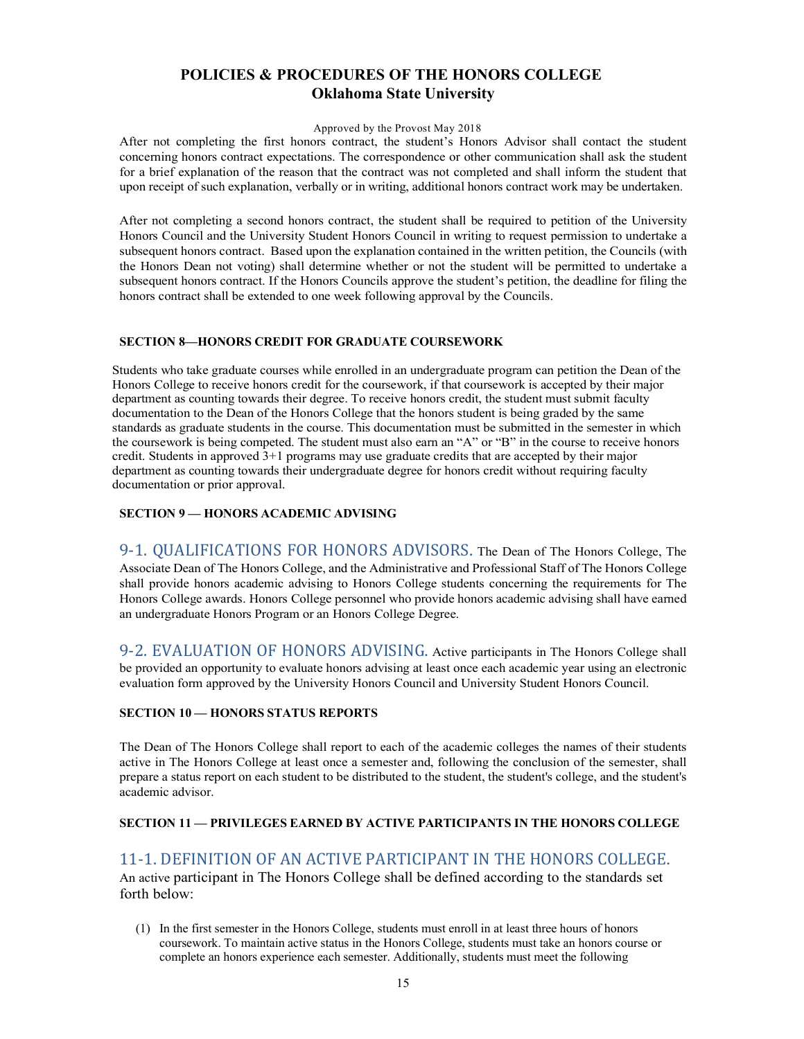After not completing the first honors contract, the student's Honors Advisor shall contact the student concerning honors contract expectations. The correspondence or other communication shall ask the student for a brief explanation of the reason that the contract was not completed and shall inform the student that upon receipt of such explanation, verbally or in writing, additional honors contract work may be undertaken.

After not completing a second honors contract, the student shall be required to petition of the University Honors Council and the University Student Honors Council in writing to request permission to undertake a subsequent honors contract. Based upon the explanation contained in the written petition, the Councils (with the Honors Dean not voting) shall determine whether or not the student will be permitted to undertake a subsequent honors contract. If the Honors Councils approve the student's petition, the deadline for filing the honors contract shall be extended to one week following approval by the Councils.

#### SECTION 8—HONORS CREDIT FOR GRADUATE COURSEWORK

Students who take graduate courses while enrolled in an undergraduate program can petition the Dean of the Honors College to receive honors credit for the coursework, if that coursework is accepted by their major department as counting towards their degree. To receive honors credit, the student must submit faculty documentation to the Dean of the Honors College that the honors student is being graded by the same standards as graduate students in the course. This documentation must be submitted in the semester in which the coursework is being competed. The student must also earn an "A" or "B" in the course to receive honors credit. Students in approved 3+1 programs may use graduate credits that are accepted by their major department as counting towards their undergraduate degree for honors credit without requiring faculty documentation or prior approval.

#### SECTION 9 — HONORS ACADEMIC ADVISING

**9-1. QUALIFICATIONS FOR HONORS ADVISORS.** The Dean of The Honors College, The Associate Dean of The Honors College, and the Administrative and Professional Staff of The Honors College shall provide honors academic advising to Honors College students concerning the requirements for The Honors College awards. Honors College personnel who provide honors academic advising shall have earned an undergraduate Honors Program or an Honors College Degree.

**9-2. EVALUATION OF HONORS ADVISING.** Active participants in The Honors College shall be provided an opportunity to evaluate honors advising at least once each academic year using an electronic evaluation form approved by the University Honors Council and University Student Honors Council.

#### SECTION 10 — HONORS STATUS REPORTS

The Dean of The Honors College shall report to each of the academic colleges the names of their students active in The Honors College at least once a semester and, following the conclusion of the semester, shall prepare a status report on each student to be distributed to the student, the student's college, and the student's academic advisor.

#### SECTION 11 — PRIVILEGES EARNED BY ACTIVE PARTICIPANTS IN THE HONORS COLLEGE

**11-1. DEFINITION OF AN ACTIVE PARTICIPANT IN THE HONORS COLLEGE.** An active participant in The Honors College shall be defined according to the standards set forth below:

(1) In the first semester in the Honors College, students must enroll in at least three hours of honors coursework. To maintain active status in the Honors College, students must take an honors course or complete an honors experience each semester. Additionally, students must meet the following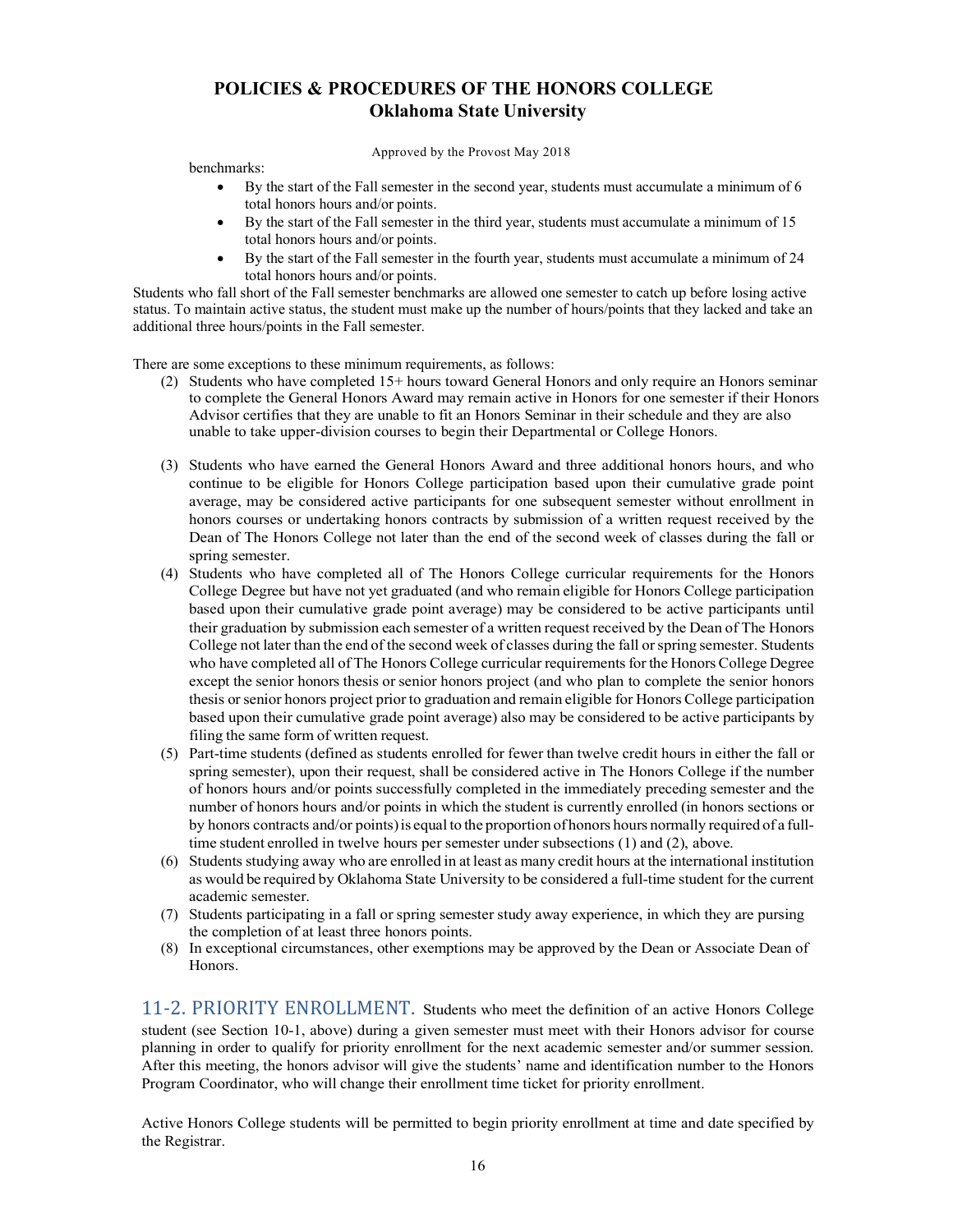benchmarks:

- By the start of the Fall semester in the second year, students must accumulate a minimum of 6 total honors hours and/or points.
- By the start of the Fall semester in the third year, students must accumulate a minimum of 15 total honors hours and/or points.
- By the start of the Fall semester in the fourth year, students must accumulate a minimum of 24 total honors hours and/or points.

Students who fall short of the Fall semester benchmarks are allowed one semester to catch up before losing active status. To maintain active status, the student must make up the number of hours/points that they lacked and take an additional three hours/points in the Fall semester.

There are some exceptions to these minimum requirements, as follows:

(2) Students who have completed 15+ hours toward General Honors and only require an Honors seminar to complete the General Honors Award may remain active in Honors for one semester if their Honors Advisor certifies that they are unable to fit an Honors Seminar in their schedule and they are also unable to take upper-division courses to begin their Departmental or College Honors.

(3) Students who have earned the General Honors Award and three additional honors hours, and who continue to be eligible for Honors College participation based upon their cumulative grade point average, may be considered active participants for one subsequent semester without enrollment in honors courses or undertaking honors contracts by submission of a written request received by the Dean of The Honors College not later than the end of the second week of classes during the fall or spring semester.

(4) Students who have completed all of The Honors College curricular requirements for the Honors College Degree but have not yet graduated (and who remain eligible for Honors College participation based upon their cumulative grade point average) may be considered to be active participants until their graduation by submission each semester of a written request received by the Dean of The Honors College not later than the end of the second week of classes during the fall or spring semester. Students who have completed all of The Honors College curricular requirements for the Honors College Degree except the senior honors thesis or senior honors project (and who plan to complete the senior honors thesis or senior honors project prior to graduation and remain eligible for Honors College participation based upon their cumulative grade point average) also may be considered to be active participants by filing the same form of written request.

(5) Part-time students (defined as students enrolled for fewer than twelve credit hours in either the fall or spring semester), upon their request, shall be considered active in The Honors College if the number of honors hours and/or points successfully completed in the immediately preceding semester and the number of honors hours and/or points in which the student is currently enrolled (in honors sections or by honors contracts and/or points) is equal to the proportion of honors hours normally required of a full-time student enrolled in twelve hours per semester under subsections (1) and (2), above.

(6) Students studying away who are enrolled in at least as many credit hours at the international institution as would be required by Oklahoma State University to be considered a full-time student for the current academic semester.

(7) Students participating in a fall or spring semester study away experience, in which they are pursing the completion of at least three honors points.

(8) In exceptional circumstances, other exemptions may be approved by the Dean or Associate Dean of Honors.

## 11-2. PRIORITY ENROLLMENT.

Students who meet the definition of an active Honors College student (see Section 10-1, above) during a given semester must meet with their Honors advisor for course planning in order to qualify for priority enrollment for the next academic semester and/or summer session. After this meeting, the honors advisor will give the students' name and identification number to the Honors Program Coordinator, who will change their enrollment time ticket for priority enrollment.

Active Honors College students will be permitted to begin priority enrollment at time and date specified by the Registrar.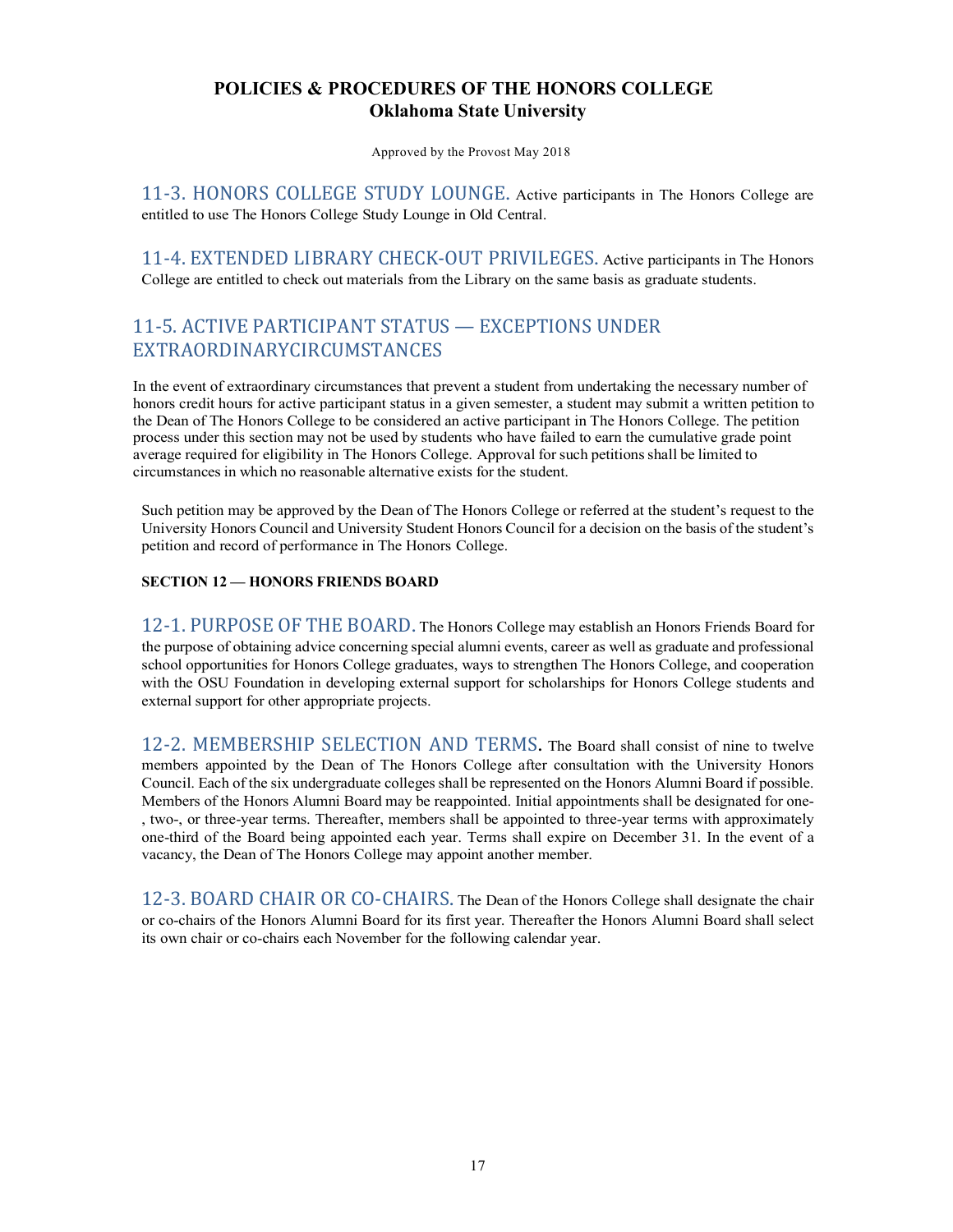# POLICIES & PROCEDURES OF THE HONORS COLLEGE
## Oklahoma State University

Approved by the Provost May 2018

**11-3. HONORS COLLEGE STUDY LOUNGE.** Active participants in The Honors College are entitled to use The Honors College Study Lounge in Old Central.

**11-4. EXTENDED LIBRARY CHECK-OUT PRIVILEGES.** Active participants in The Honors College are entitled to check out materials from the Library on the same basis as graduate students.

### 11-5. ACTIVE PARTICIPANT STATUS — EXCEPTIONS UNDER EXTRAORDINARYCIRCUMSTANCES

In the event of extraordinary circumstances that prevent a student from undertaking the necessary number of honors credit hours for active participant status in a given semester, a student may submit a written petition to the Dean of The Honors College to be considered an active participant in The Honors College. The petition process under this section may not be used by students who have failed to earn the cumulative grade point average required for eligibility in The Honors College. Approval for such petitions shall be limited to circumstances in which no reasonable alternative exists for the student.

Such petition may be approved by the Dean of The Honors College or referred at the student's request to the University Honors Council and University Student Honors Council for a decision on the basis of the student's petition and record of performance in The Honors College.

**SECTION 12 — HONORS FRIENDS BOARD**

**12-1. PURPOSE OF THE BOARD.** The Honors College may establish an Honors Friends Board for the purpose of obtaining advice concerning special alumni events, career as well as graduate and professional school opportunities for Honors College graduates, ways to strengthen The Honors College, and cooperation with the OSU Foundation in developing external support for scholarships for Honors College students and external support for other appropriate projects.

**12-2. MEMBERSHIP SELECTION AND TERMS.** The Board shall consist of nine to twelve members appointed by the Dean of The Honors College after consultation with the University Honors Council. Each of the six undergraduate colleges shall be represented on the Honors Alumni Board if possible. Members of the Honors Alumni Board may be reappointed. Initial appointments shall be designated for one-, two-, or three-year terms. Thereafter, members shall be appointed to three-year terms with approximately one-third of the Board being appointed each year. Terms shall expire on December 31. In the event of a vacancy, the Dean of The Honors College may appoint another member.

**12-3. BOARD CHAIR OR CO-CHAIRS.** The Dean of the Honors College shall designate the chair or co-chairs of the Honors Alumni Board for its first year. Thereafter the Honors Alumni Board shall select its own chair or co-chairs each November for the following calendar year.